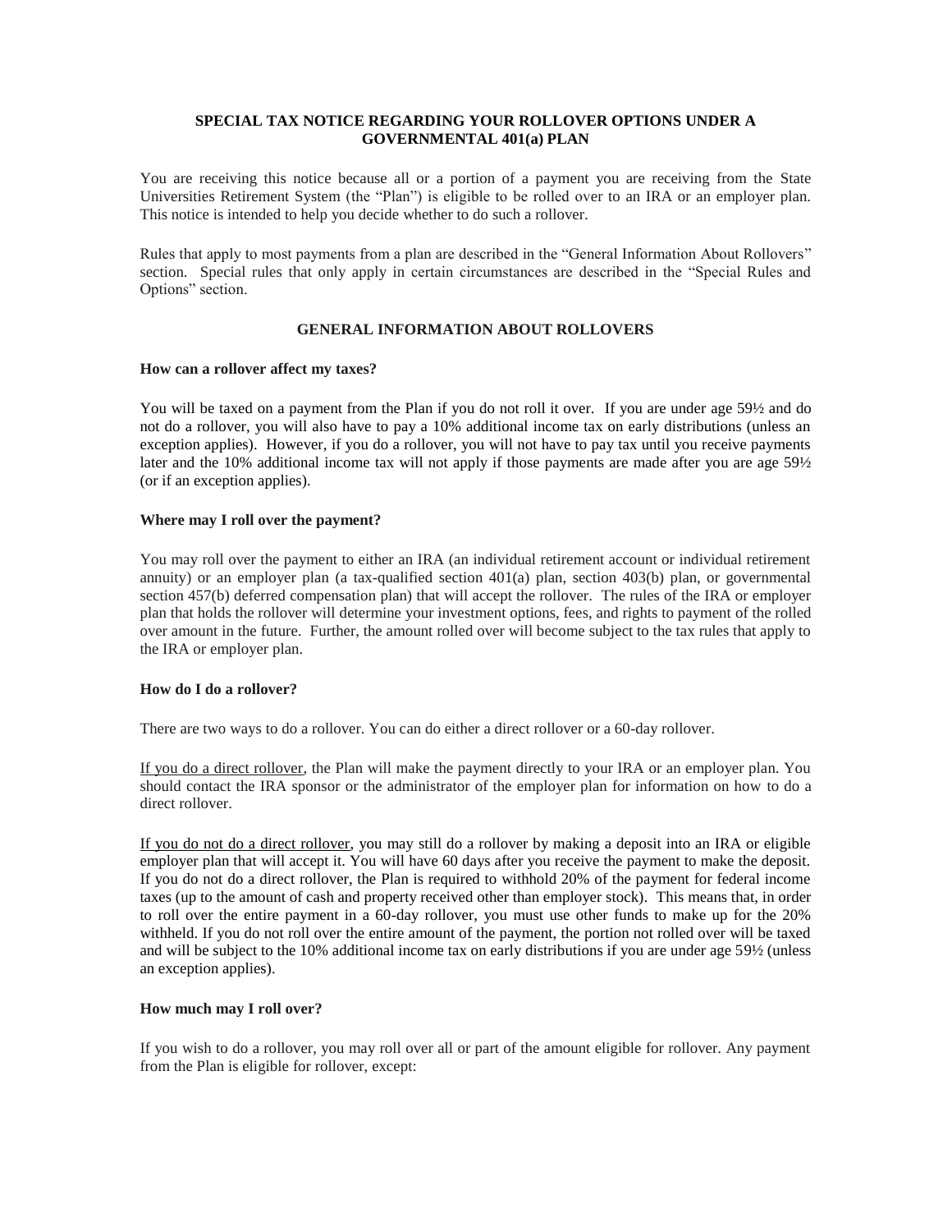# SPECIAL TAX NOTICE REGARDING YOUR ROLLOVER OPTIONS UNDER A GOVERNMENTAL 401(a) PLAN

You are receiving this notice because all or a portion of a payment you are receiving from the State Universities Retirement System (the "Plan") is eligible to be rolled over to an IRA or an employer plan. This notice is intended to help you decide whether to do such a rollover.

Rules that apply to most payments from a plan are described in the "General Information About Rollovers" section. Special rules that only apply in certain circumstances are described in the "Special Rules and Options" section.

## GENERAL INFORMATION ABOUT ROLLOVERS

### How can a rollover affect my taxes?

You will be taxed on a payment from the Plan if you do not roll it over. If you are under age 59½ and do not do a rollover, you will also have to pay a 10% additional income tax on early distributions (unless an exception applies). However, if you do a rollover, you will not have to pay tax until you receive payments later and the 10% additional income tax will not apply if those payments are made after you are age 59½ (or if an exception applies).

### Where may I roll over the payment?

You may roll over the payment to either an IRA (an individual retirement account or individual retirement annuity) or an employer plan (a tax-qualified section 401(a) plan, section 403(b) plan, or governmental section 457(b) deferred compensation plan) that will accept the rollover. The rules of the IRA or employer plan that holds the rollover will determine your investment options, fees, and rights to payment of the rolled over amount in the future. Further, the amount rolled over will become subject to the tax rules that apply to the IRA or employer plan.

### How do I do a rollover?

There are two ways to do a rollover. You can do either a direct rollover or a 60-day rollover.

If you do a direct rollover, the Plan will make the payment directly to your IRA or an employer plan. You should contact the IRA sponsor or the administrator of the employer plan for information on how to do a direct rollover.

If you do not do a direct rollover, you may still do a rollover by making a deposit into an IRA or eligible employer plan that will accept it. You will have 60 days after you receive the payment to make the deposit. If you do not do a direct rollover, the Plan is required to withhold 20% of the payment for federal income taxes (up to the amount of cash and property received other than employer stock). This means that, in order to roll over the entire payment in a 60-day rollover, you must use other funds to make up for the 20% withheld. If you do not roll over the entire amount of the payment, the portion not rolled over will be taxed and will be subject to the 10% additional income tax on early distributions if you are under age 59½ (unless an exception applies).

### How much may I roll over?

If you wish to do a rollover, you may roll over all or part of the amount eligible for rollover. Any payment from the Plan is eligible for rollover, except: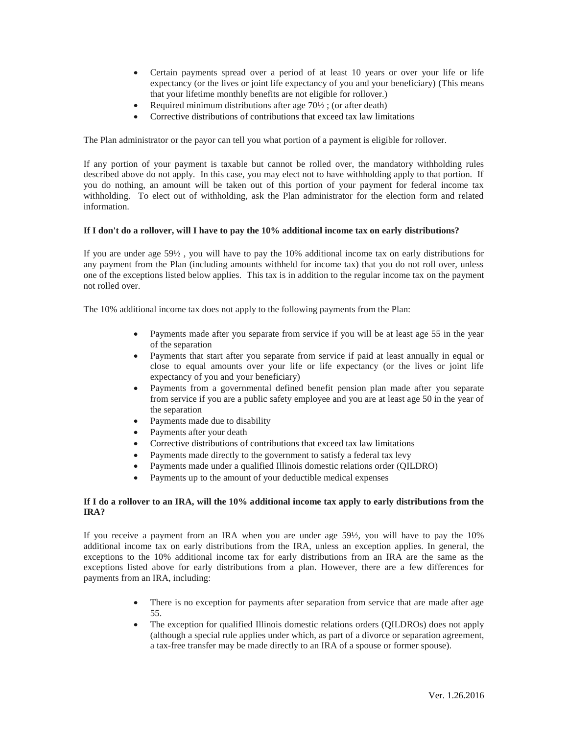- Certain payments spread over a period of at least 10 years or over your life or life expectancy (or the lives or joint life expectancy of you and your beneficiary) (This means that your lifetime monthly benefits are not eligible for rollover.)
- Required minimum distributions after age 70½ ; (or after death)
- Corrective distributions of contributions that exceed tax law limitations

The Plan administrator or the payor can tell you what portion of a payment is eligible for rollover.

If any portion of your payment is taxable but cannot be rolled over, the mandatory withholding rules described above do not apply. In this case, you may elect not to have withholding apply to that portion. If you do nothing, an amount will be taken out of this portion of your payment for federal income tax withholding. To elect out of withholding, ask the Plan administrator for the election form and related information.

**If I don't do a rollover, will I have to pay the 10% additional income tax on early distributions?**

If you are under age 59½ , you will have to pay the 10% additional income tax on early distributions for any payment from the Plan (including amounts withheld for income tax) that you do not roll over, unless one of the exceptions listed below applies. This tax is in addition to the regular income tax on the payment not rolled over.

The 10% additional income tax does not apply to the following payments from the Plan:

- Payments made after you separate from service if you will be at least age 55 in the year of the separation
- Payments that start after you separate from service if paid at least annually in equal or close to equal amounts over your life or life expectancy (or the lives or joint life expectancy of you and your beneficiary)
- Payments from a governmental defined benefit pension plan made after you separate from service if you are a public safety employee and you are at least age 50 in the year of the separation
- Payments made due to disability
- Payments after your death
- Corrective distributions of contributions that exceed tax law limitations
- Payments made directly to the government to satisfy a federal tax levy
- Payments made under a qualified Illinois domestic relations order (QILDRO)
- Payments up to the amount of your deductible medical expenses

**If I do a rollover to an IRA, will the 10% additional income tax apply to early distributions from the IRA?**

If you receive a payment from an IRA when you are under age 59½, you will have to pay the 10% additional income tax on early distributions from the IRA, unless an exception applies. In general, the exceptions to the 10% additional income tax for early distributions from an IRA are the same as the exceptions listed above for early distributions from a plan. However, there are a few differences for payments from an IRA, including:

- There is no exception for payments after separation from service that are made after age 55.
- The exception for qualified Illinois domestic relations orders (QILDROs) does not apply (although a special rule applies under which, as part of a divorce or separation agreement, a tax-free transfer may be made directly to an IRA of a spouse or former spouse).

Ver. 1.26.2016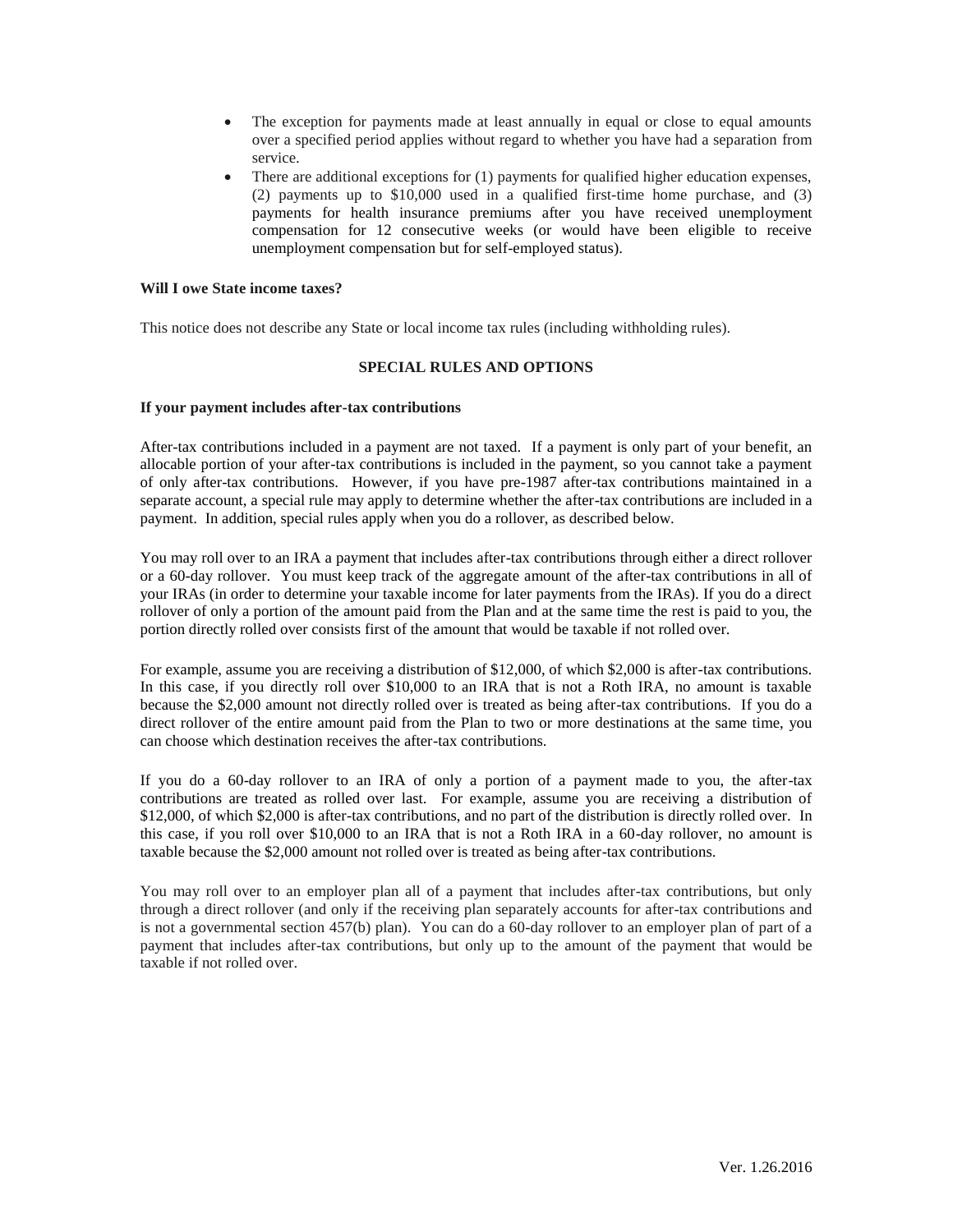- The exception for payments made at least annually in equal or close to equal amounts over a specified period applies without regard to whether you have had a separation from service.
- There are additional exceptions for (1) payments for qualified higher education expenses, (2) payments up to $10,000 used in a qualified first-time home purchase, and (3) payments for health insurance premiums after you have received unemployment compensation for 12 consecutive weeks (or would have been eligible to receive unemployment compensation but for self-employed status).

**Will I owe State income taxes?**

This notice does not describe any State or local income tax rules (including withholding rules).

## SPECIAL RULES AND OPTIONS

**If your payment includes after-tax contributions**

After-tax contributions included in a payment are not taxed. If a payment is only part of your benefit, an allocable portion of your after-tax contributions is included in the payment, so you cannot take a payment of only after-tax contributions. However, if you have pre-1987 after-tax contributions maintained in a separate account, a special rule may apply to determine whether the after-tax contributions are included in a payment. In addition, special rules apply when you do a rollover, as described below.

You may roll over to an IRA a payment that includes after-tax contributions through either a direct rollover or a 60-day rollover. You must keep track of the aggregate amount of the after-tax contributions in all of your IRAs (in order to determine your taxable income for later payments from the IRAs). If you do a direct rollover of only a portion of the amount paid from the Plan and at the same time the rest is paid to you, the portion directly rolled over consists first of the amount that would be taxable if not rolled over.

For example, assume you are receiving a distribution of $12,000, of which $2,000 is after-tax contributions. In this case, if you directly roll over $10,000 to an IRA that is not a Roth IRA, no amount is taxable because the $2,000 amount not directly rolled over is treated as being after-tax contributions. If you do a direct rollover of the entire amount paid from the Plan to two or more destinations at the same time, you can choose which destination receives the after-tax contributions.

If you do a 60-day rollover to an IRA of only a portion of a payment made to you, the after-tax contributions are treated as rolled over last. For example, assume you are receiving a distribution of $12,000, of which $2,000 is after-tax contributions, and no part of the distribution is directly rolled over. In this case, if you roll over $10,000 to an IRA that is not a Roth IRA in a 60-day rollover, no amount is taxable because the $2,000 amount not rolled over is treated as being after-tax contributions.

You may roll over to an employer plan all of a payment that includes after-tax contributions, but only through a direct rollover (and only if the receiving plan separately accounts for after-tax contributions and is not a governmental section 457(b) plan). You can do a 60-day rollover to an employer plan of part of a payment that includes after-tax contributions, but only up to the amount of the payment that would be taxable if not rolled over.

Ver. 1.26.2016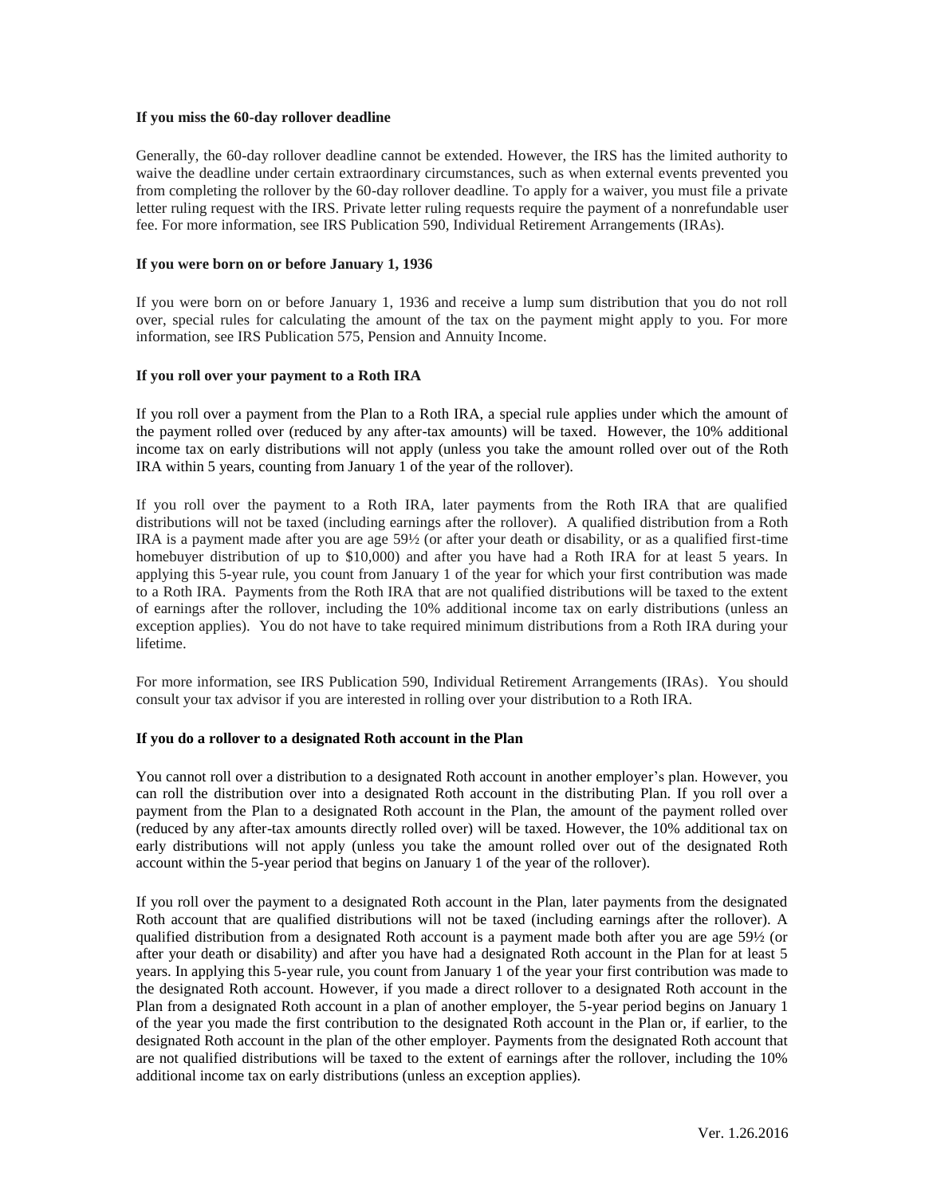**If you miss the 60-day rollover deadline**

Generally, the 60-day rollover deadline cannot be extended. However, the IRS has the limited authority to waive the deadline under certain extraordinary circumstances, such as when external events prevented you from completing the rollover by the 60-day rollover deadline. To apply for a waiver, you must file a private letter ruling request with the IRS. Private letter ruling requests require the payment of a nonrefundable user fee. For more information, see IRS Publication 590, Individual Retirement Arrangements (IRAs).

**If you were born on or before January 1, 1936**

If you were born on or before January 1, 1936 and receive a lump sum distribution that you do not roll over, special rules for calculating the amount of the tax on the payment might apply to you. For more information, see IRS Publication 575, Pension and Annuity Income.

**If you roll over your payment to a Roth IRA**

If you roll over a payment from the Plan to a Roth IRA, a special rule applies under which the amount of the payment rolled over (reduced by any after-tax amounts) will be taxed. However, the 10% additional income tax on early distributions will not apply (unless you take the amount rolled over out of the Roth IRA within 5 years, counting from January 1 of the year of the rollover).

If you roll over the payment to a Roth IRA, later payments from the Roth IRA that are qualified distributions will not be taxed (including earnings after the rollover). A qualified distribution from a Roth IRA is a payment made after you are age 59½ (or after your death or disability, or as a qualified first-time homebuyer distribution of up to $10,000) and after you have had a Roth IRA for at least 5 years. In applying this 5-year rule, you count from January 1 of the year for which your first contribution was made to a Roth IRA. Payments from the Roth IRA that are not qualified distributions will be taxed to the extent of earnings after the rollover, including the 10% additional income tax on early distributions (unless an exception applies). You do not have to take required minimum distributions from a Roth IRA during your lifetime.

For more information, see IRS Publication 590, Individual Retirement Arrangements (IRAs). You should consult your tax advisor if you are interested in rolling over your distribution to a Roth IRA.

**If you do a rollover to a designated Roth account in the Plan**

You cannot roll over a distribution to a designated Roth account in another employer's plan. However, you can roll the distribution over into a designated Roth account in the distributing Plan. If you roll over a payment from the Plan to a designated Roth account in the Plan, the amount of the payment rolled over (reduced by any after-tax amounts directly rolled over) will be taxed. However, the 10% additional tax on early distributions will not apply (unless you take the amount rolled over out of the designated Roth account within the 5-year period that begins on January 1 of the year of the rollover).

If you roll over the payment to a designated Roth account in the Plan, later payments from the designated Roth account that are qualified distributions will not be taxed (including earnings after the rollover). A qualified distribution from a designated Roth account is a payment made both after you are age 59½ (or after your death or disability) and after you have had a designated Roth account in the Plan for at least 5 years. In applying this 5-year rule, you count from January 1 of the year your first contribution was made to the designated Roth account. However, if you made a direct rollover to a designated Roth account in the Plan from a designated Roth account in a plan of another employer, the 5-year period begins on January 1 of the year you made the first contribution to the designated Roth account in the Plan or, if earlier, to the designated Roth account in the plan of the other employer. Payments from the designated Roth account that are not qualified distributions will be taxed to the extent of earnings after the rollover, including the 10% additional income tax on early distributions (unless an exception applies).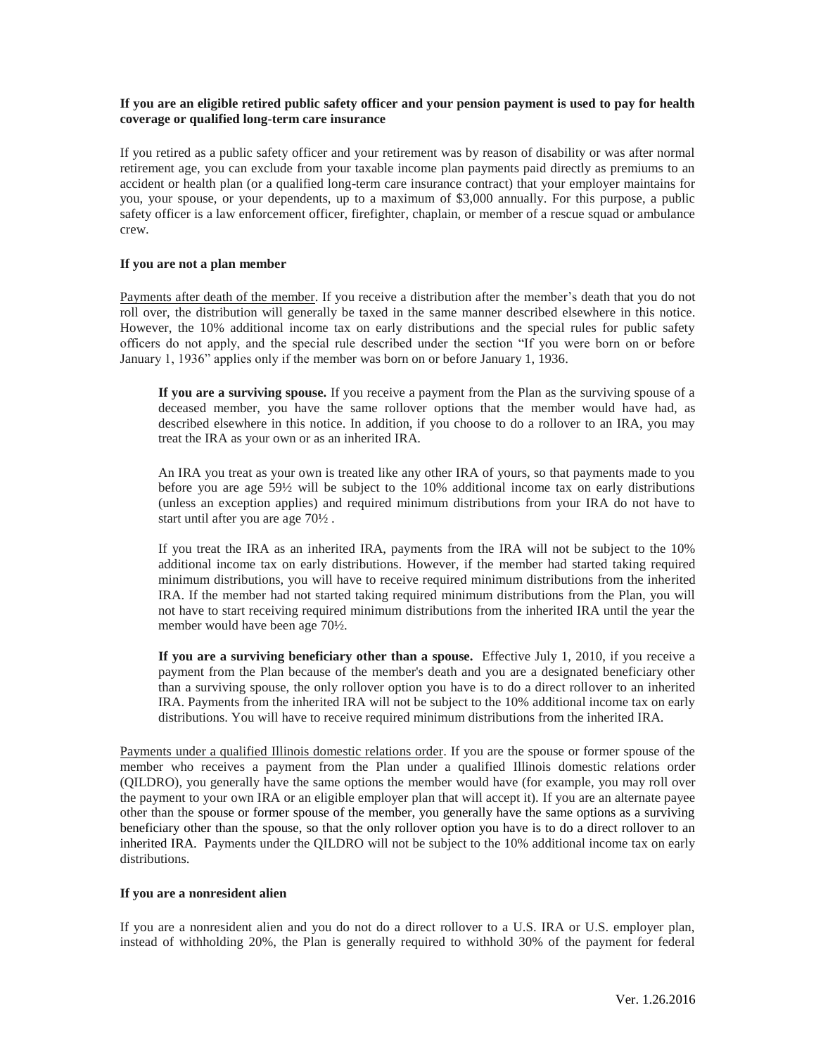**If you are an eligible retired public safety officer and your pension payment is used to pay for health coverage or qualified long-term care insurance**

If you retired as a public safety officer and your retirement was by reason of disability or was after normal retirement age, you can exclude from your taxable income plan payments paid directly as premiums to an accident or health plan (or a qualified long-term care insurance contract) that your employer maintains for you, your spouse, or your dependents, up to a maximum of $3,000 annually. For this purpose, a public safety officer is a law enforcement officer, firefighter, chaplain, or member of a rescue squad or ambulance crew.

**If you are not a plan member**

Payments after death of the member. If you receive a distribution after the member's death that you do not roll over, the distribution will generally be taxed in the same manner described elsewhere in this notice. However, the 10% additional income tax on early distributions and the special rules for public safety officers do not apply, and the special rule described under the section "If you were born on or before January 1, 1936" applies only if the member was born on or before January 1, 1936.

> **If you are a surviving spouse.** If you receive a payment from the Plan as the surviving spouse of a deceased member, you have the same rollover options that the member would have had, as described elsewhere in this notice. In addition, if you choose to do a rollover to an IRA, you may treat the IRA as your own or as an inherited IRA.
>
> An IRA you treat as your own is treated like any other IRA of yours, so that payments made to you before you are age 59½ will be subject to the 10% additional income tax on early distributions (unless an exception applies) and required minimum distributions from your IRA do not have to start until after you are age 70½ .
>
> If you treat the IRA as an inherited IRA, payments from the IRA will not be subject to the 10% additional income tax on early distributions. However, if the member had started taking required minimum distributions, you will have to receive required minimum distributions from the inherited IRA. If the member had not started taking required minimum distributions from the Plan, you will not have to start receiving required minimum distributions from the inherited IRA until the year the member would have been age 70½.
>
> **If you are a surviving beneficiary other than a spouse.** Effective July 1, 2010, if you receive a payment from the Plan because of the member's death and you are a designated beneficiary other than a surviving spouse, the only rollover option you have is to do a direct rollover to an inherited IRA. Payments from the inherited IRA will not be subject to the 10% additional income tax on early distributions. You will have to receive required minimum distributions from the inherited IRA.

Payments under a qualified Illinois domestic relations order. If you are the spouse or former spouse of the member who receives a payment from the Plan under a qualified Illinois domestic relations order (QILDRO), you generally have the same options the member would have (for example, you may roll over the payment to your own IRA or an eligible employer plan that will accept it). If you are an alternate payee other than the spouse or former spouse of the member, you generally have the same options as a surviving beneficiary other than the spouse, so that the only rollover option you have is to do a direct rollover to an inherited IRA. Payments under the QILDRO will not be subject to the 10% additional income tax on early distributions.

**If you are a nonresident alien**

If you are a nonresident alien and you do not do a direct rollover to a U.S. IRA or U.S. employer plan, instead of withholding 20%, the Plan is generally required to withhold 30% of the payment for federal

Ver. 1.26.2016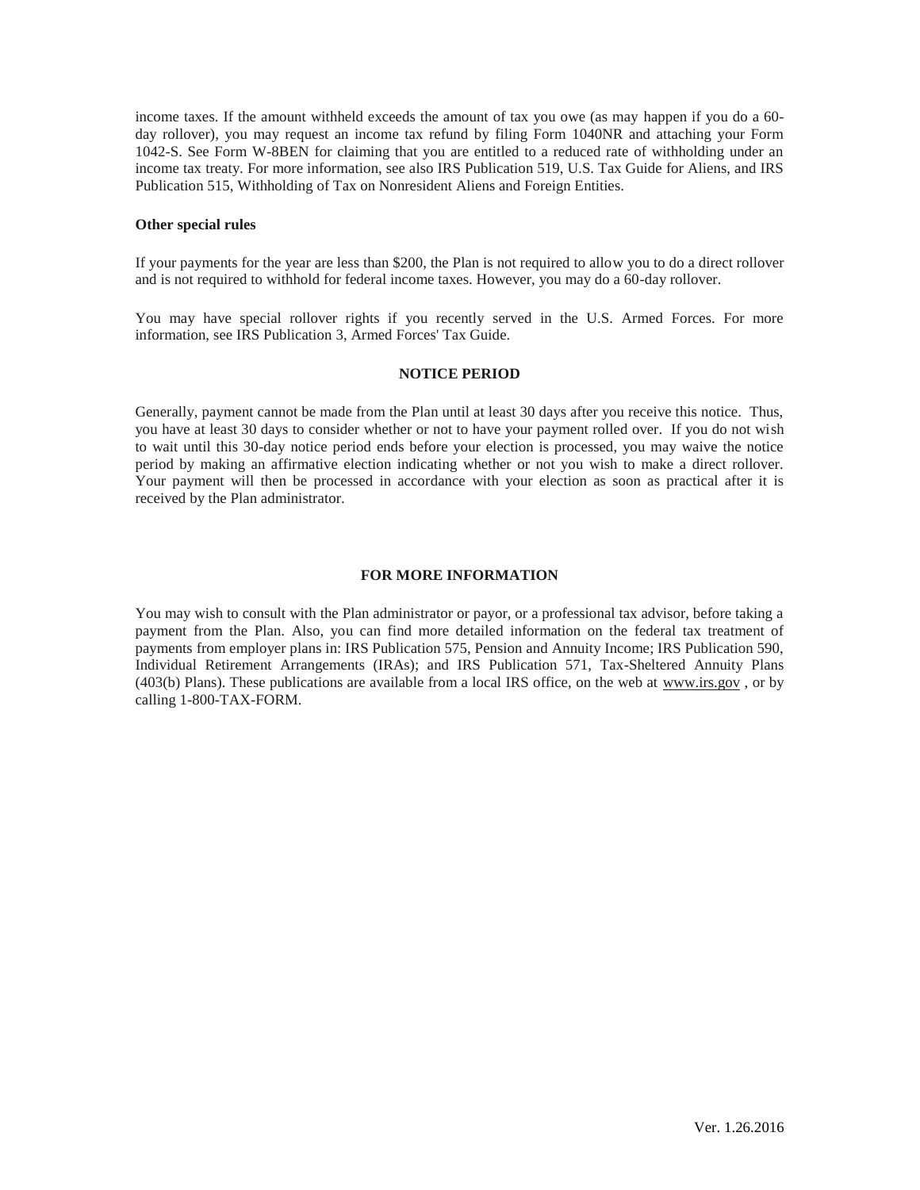income taxes. If the amount withheld exceeds the amount of tax you owe (as may happen if you do a 60-day rollover), you may request an income tax refund by filing Form 1040NR and attaching your Form 1042-S. See Form W-8BEN for claiming that you are entitled to a reduced rate of withholding under an income tax treaty. For more information, see also IRS Publication 519, U.S. Tax Guide for Aliens, and IRS Publication 515, Withholding of Tax on Nonresident Aliens and Foreign Entities.

**Other special rules**

If your payments for the year are less than $200, the Plan is not required to allow you to do a direct rollover and is not required to withhold for federal income taxes. However, you may do a 60-day rollover.

You may have special rollover rights if you recently served in the U.S. Armed Forces. For more information, see IRS Publication 3, Armed Forces' Tax Guide.

## NOTICE PERIOD

Generally, payment cannot be made from the Plan until at least 30 days after you receive this notice. Thus, you have at least 30 days to consider whether or not to have your payment rolled over. If you do not wish to wait until this 30-day notice period ends before your election is processed, you may waive the notice period by making an affirmative election indicating whether or not you wish to make a direct rollover. Your payment will then be processed in accordance with your election as soon as practical after it is received by the Plan administrator.

## FOR MORE INFORMATION

You may wish to consult with the Plan administrator or payor, or a professional tax advisor, before taking a payment from the Plan. Also, you can find more detailed information on the federal tax treatment of payments from employer plans in: IRS Publication 575, Pension and Annuity Income; IRS Publication 590, Individual Retirement Arrangements (IRAs); and IRS Publication 571, Tax-Sheltered Annuity Plans (403(b) Plans). These publications are available from a local IRS office, on the web at www.irs.gov , or by calling 1-800-TAX-FORM.

Ver. 1.26.2016